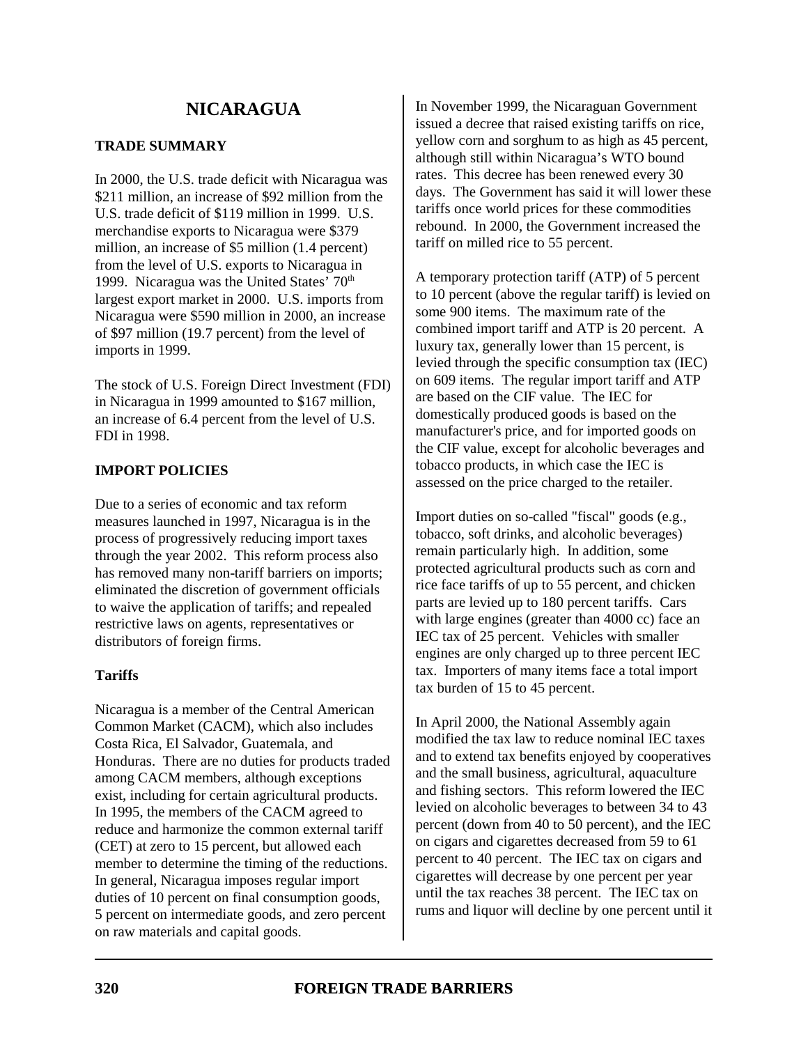# NICARAGUA

## TRADE SUMMARY

In 2000, the U.S. trade deficit with Nicaragua was $211 million, an increase of $92 million from the U.S. trade deficit of $119 million in 1999. U.S. merchandise exports to Nicaragua were $379 million, an increase of $5 million (1.4 percent) from the level of U.S. exports to Nicaragua in 1999. Nicaragua was the United States' 70th largest export market in 2000. U.S. imports from Nicaragua were $590 million in 2000, an increase of $97 million (19.7 percent) from the level of imports in 1999.

The stock of U.S. Foreign Direct Investment (FDI) in Nicaragua in 1999 amounted to $167 million, an increase of 6.4 percent from the level of U.S. FDI in 1998.

## IMPORT POLICIES

Due to a series of economic and tax reform measures launched in 1997, Nicaragua is in the process of progressively reducing import taxes through the year 2002. This reform process also has removed many non-tariff barriers on imports; eliminated the discretion of government officials to waive the application of tariffs; and repealed restrictive laws on agents, representatives or distributors of foreign firms.

### Tariffs

Nicaragua is a member of the Central American Common Market (CACM), which also includes Costa Rica, El Salvador, Guatemala, and Honduras. There are no duties for products traded among CACM members, although exceptions exist, including for certain agricultural products. In 1995, the members of the CACM agreed to reduce and harmonize the common external tariff (CET) at zero to 15 percent, but allowed each member to determine the timing of the reductions. In general, Nicaragua imposes regular import duties of 10 percent on final consumption goods, 5 percent on intermediate goods, and zero percent on raw materials and capital goods.

In November 1999, the Nicaraguan Government issued a decree that raised existing tariffs on rice, yellow corn and sorghum to as high as 45 percent, although still within Nicaragua's WTO bound rates. This decree has been renewed every 30 days. The Government has said it will lower these tariffs once world prices for these commodities rebound. In 2000, the Government increased the tariff on milled rice to 55 percent.

A temporary protection tariff (ATP) of 5 percent to 10 percent (above the regular tariff) is levied on some 900 items. The maximum rate of the combined import tariff and ATP is 20 percent. A luxury tax, generally lower than 15 percent, is levied through the specific consumption tax (IEC) on 609 items. The regular import tariff and ATP are based on the CIF value. The IEC for domestically produced goods is based on the manufacturer's price, and for imported goods on the CIF value, except for alcoholic beverages and tobacco products, in which case the IEC is assessed on the price charged to the retailer.

Import duties on so-called "fiscal" goods (e.g., tobacco, soft drinks, and alcoholic beverages) remain particularly high. In addition, some protected agricultural products such as corn and rice face tariffs of up to 55 percent, and chicken parts are levied up to 180 percent tariffs. Cars with large engines (greater than 4000 cc) face an IEC tax of 25 percent. Vehicles with smaller engines are only charged up to three percent IEC tax. Importers of many items face a total import tax burden of 15 to 45 percent.

In April 2000, the National Assembly again modified the tax law to reduce nominal IEC taxes and to extend tax benefits enjoyed by cooperatives and the small business, agricultural, aquaculture and fishing sectors. This reform lowered the IEC levied on alcoholic beverages to between 34 to 43 percent (down from 40 to 50 percent), and the IEC on cigars and cigarettes decreased from 59 to 61 percent to 40 percent. The IEC tax on cigars and cigarettes will decrease by one percent per year until the tax reaches 38 percent. The IEC tax on rums and liquor will decline by one percent until it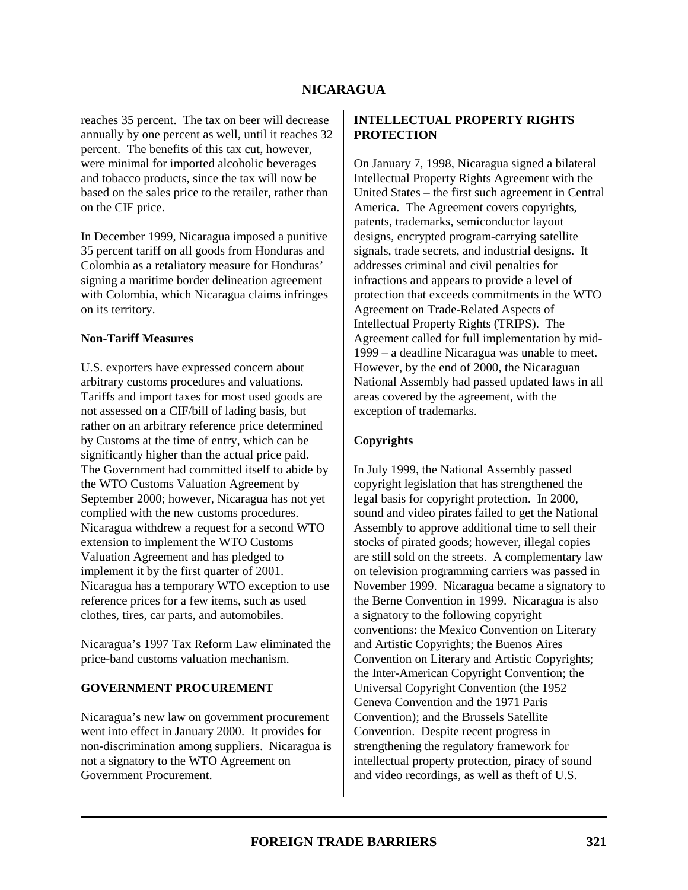reaches 35 percent. The tax on beer will decrease annually by one percent as well, until it reaches 32 percent. The benefits of this tax cut, however, were minimal for imported alcoholic beverages and tobacco products, since the tax will now be based on the sales price to the retailer, rather than on the CIF price.

In December 1999, Nicaragua imposed a punitive 35 percent tariff on all goods from Honduras and Colombia as a retaliatory measure for Honduras' signing a maritime border delineation agreement with Colombia, which Nicaragua claims infringes on its territory.

### Non-Tariff Measures

U.S. exporters have expressed concern about arbitrary customs procedures and valuations. Tariffs and import taxes for most used goods are not assessed on a CIF/bill of lading basis, but rather on an arbitrary reference price determined by Customs at the time of entry, which can be significantly higher than the actual price paid. The Government had committed itself to abide by the WTO Customs Valuation Agreement by September 2000; however, Nicaragua has not yet complied with the new customs procedures. Nicaragua withdrew a request for a second WTO extension to implement the WTO Customs Valuation Agreement and has pledged to implement it by the first quarter of 2001. Nicaragua has a temporary WTO exception to use reference prices for a few items, such as used clothes, tires, car parts, and automobiles.

Nicaragua's 1997 Tax Reform Law eliminated the price-band customs valuation mechanism.

## GOVERNMENT PROCUREMENT

Nicaragua's new law on government procurement went into effect in January 2000. It provides for non-discrimination among suppliers. Nicaragua is not a signatory to the WTO Agreement on Government Procurement.

## INTELLECTUAL PROPERTY RIGHTS PROTECTION

On January 7, 1998, Nicaragua signed a bilateral Intellectual Property Rights Agreement with the United States – the first such agreement in Central America. The Agreement covers copyrights, patents, trademarks, semiconductor layout designs, encrypted program-carrying satellite signals, trade secrets, and industrial designs. It addresses criminal and civil penalties for infractions and appears to provide a level of protection that exceeds commitments in the WTO Agreement on Trade-Related Aspects of Intellectual Property Rights (TRIPS). The Agreement called for full implementation by mid-1999 – a deadline Nicaragua was unable to meet. However, by the end of 2000, the Nicaraguan National Assembly had passed updated laws in all areas covered by the agreement, with the exception of trademarks.

### Copyrights

In July 1999, the National Assembly passed copyright legislation that has strengthened the legal basis for copyright protection. In 2000, sound and video pirates failed to get the National Assembly to approve additional time to sell their stocks of pirated goods; however, illegal copies are still sold on the streets. A complementary law on television programming carriers was passed in November 1999. Nicaragua became a signatory to the Berne Convention in 1999. Nicaragua is also a signatory to the following copyright conventions: the Mexico Convention on Literary and Artistic Copyrights; the Buenos Aires Convention on Literary and Artistic Copyrights; the Inter-American Copyright Convention; the Universal Copyright Convention (the 1952 Geneva Convention and the 1971 Paris Convention); and the Brussels Satellite Convention. Despite recent progress in strengthening the regulatory framework for intellectual property protection, piracy of sound and video recordings, as well as theft of U.S.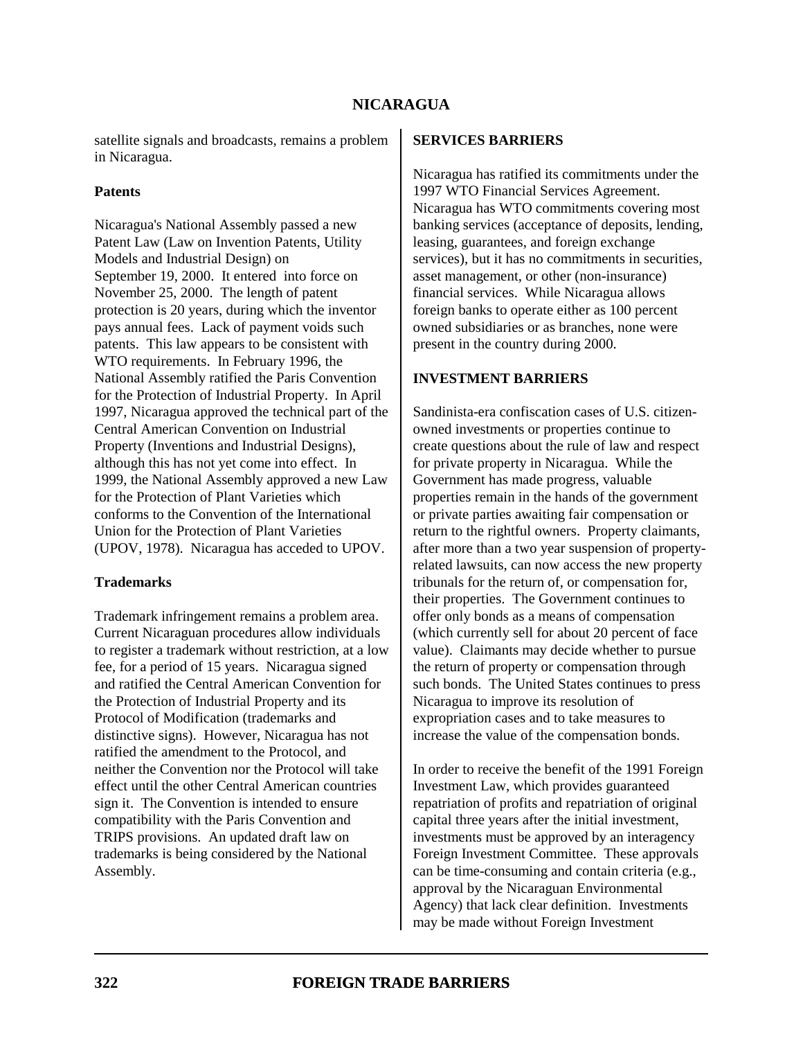satellite signals and broadcasts, remains a problem in Nicaragua.

**Patents**

Nicaragua's National Assembly passed a new Patent Law (Law on Invention Patents, Utility Models and Industrial Design) on September 19, 2000. It entered into force on November 25, 2000. The length of patent protection is 20 years, during which the inventor pays annual fees. Lack of payment voids such patents. This law appears to be consistent with WTO requirements. In February 1996, the National Assembly ratified the Paris Convention for the Protection of Industrial Property. In April 1997, Nicaragua approved the technical part of the Central American Convention on Industrial Property (Inventions and Industrial Designs), although this has not yet come into effect. In 1999, the National Assembly approved a new Law for the Protection of Plant Varieties which conforms to the Convention of the International Union for the Protection of Plant Varieties (UPOV, 1978). Nicaragua has acceded to UPOV.

**Trademarks**

Trademark infringement remains a problem area. Current Nicaraguan procedures allow individuals to register a trademark without restriction, at a low fee, for a period of 15 years. Nicaragua signed and ratified the Central American Convention for the Protection of Industrial Property and its Protocol of Modification (trademarks and distinctive signs). However, Nicaragua has not ratified the amendment to the Protocol, and neither the Convention nor the Protocol will take effect until the other Central American countries sign it. The Convention is intended to ensure compatibility with the Paris Convention and TRIPS provisions. An updated draft law on trademarks is being considered by the National Assembly.

**SERVICES BARRIERS**

Nicaragua has ratified its commitments under the 1997 WTO Financial Services Agreement. Nicaragua has WTO commitments covering most banking services (acceptance of deposits, lending, leasing, guarantees, and foreign exchange services), but it has no commitments in securities, asset management, or other (non-insurance) financial services. While Nicaragua allows foreign banks to operate either as 100 percent owned subsidiaries or as branches, none were present in the country during 2000.

**INVESTMENT BARRIERS**

Sandinista-era confiscation cases of U.S. citizen-owned investments or properties continue to create questions about the rule of law and respect for private property in Nicaragua. While the Government has made progress, valuable properties remain in the hands of the government or private parties awaiting fair compensation or return to the rightful owners. Property claimants, after more than a two year suspension of property-related lawsuits, can now access the new property tribunals for the return of, or compensation for, their properties. The Government continues to offer only bonds as a means of compensation (which currently sell for about 20 percent of face value). Claimants may decide whether to pursue the return of property or compensation through such bonds. The United States continues to press Nicaragua to improve its resolution of expropriation cases and to take measures to increase the value of the compensation bonds.

In order to receive the benefit of the 1991 Foreign Investment Law, which provides guaranteed repatriation of profits and repatriation of original capital three years after the initial investment, investments must be approved by an interagency Foreign Investment Committee. These approvals can be time-consuming and contain criteria (e.g., approval by the Nicaraguan Environmental Agency) that lack clear definition. Investments may be made without Foreign Investment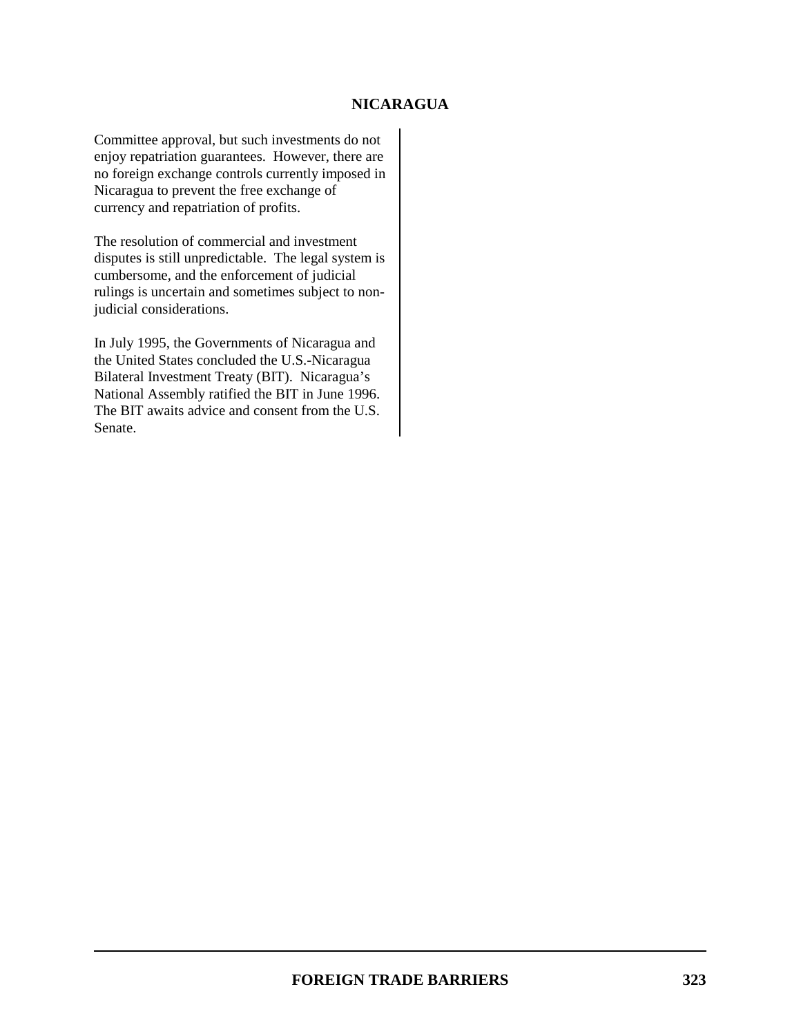Committee approval, but such investments do not enjoy repatriation guarantees. However, there are no foreign exchange controls currently imposed in Nicaragua to prevent the free exchange of currency and repatriation of profits.

The resolution of commercial and investment disputes is still unpredictable. The legal system is cumbersome, and the enforcement of judicial rulings is uncertain and sometimes subject to non-judicial considerations.

In July 1995, the Governments of Nicaragua and the United States concluded the U.S.-Nicaragua Bilateral Investment Treaty (BIT). Nicaragua's National Assembly ratified the BIT in June 1996. The BIT awaits advice and consent from the U.S. Senate.